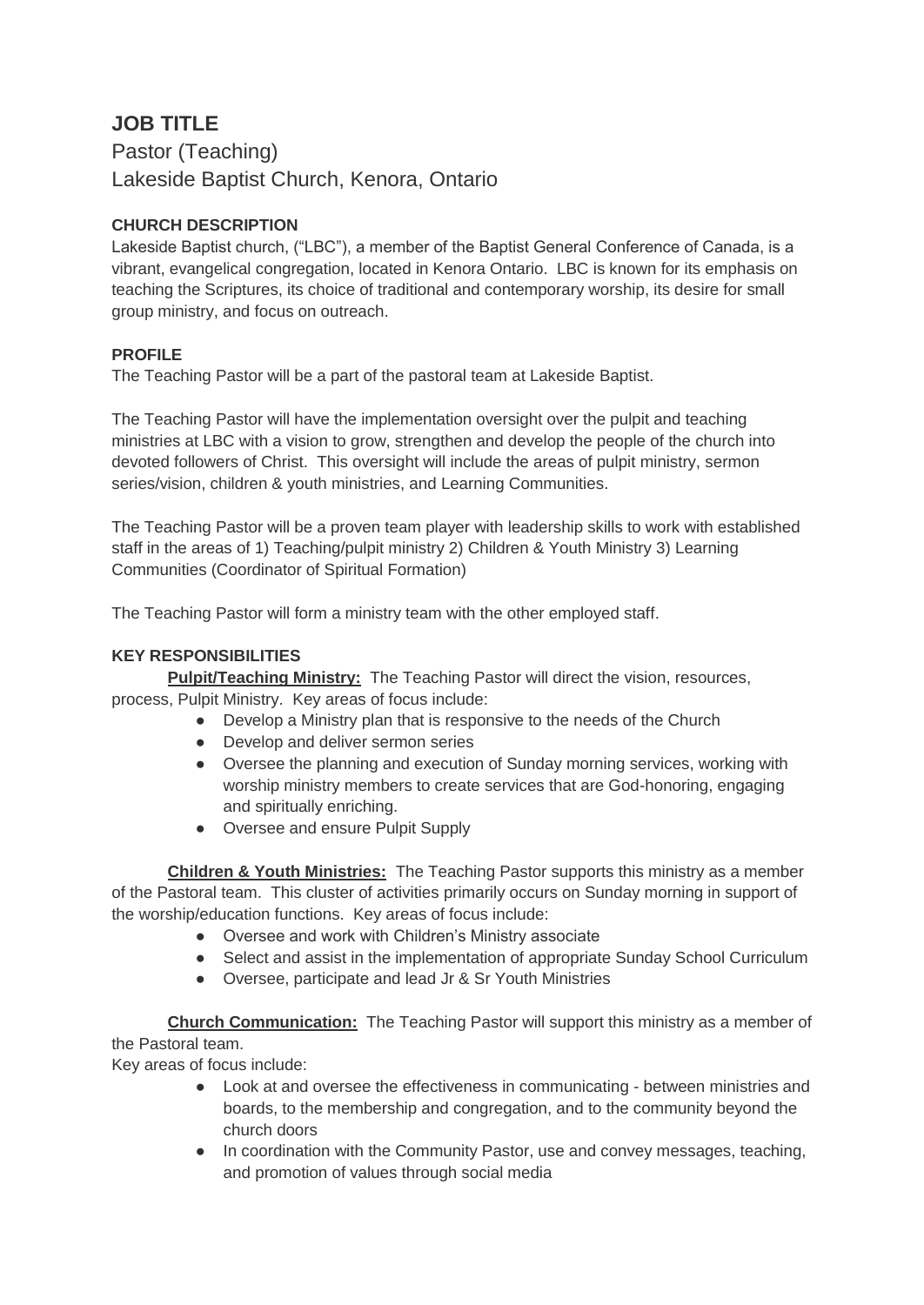# JOB TITLE

Pastor (Teaching)
Lakeside Baptist Church, Kenora, Ontario

### CHURCH DESCRIPTION

Lakeside Baptist church, ("LBC"), a member of the Baptist General Conference of Canada, is a vibrant, evangelical congregation, located in Kenora Ontario. LBC is known for its emphasis on teaching the Scriptures, its choice of traditional and contemporary worship, its desire for small group ministry, and focus on outreach.

### PROFILE

The Teaching Pastor will be a part of the pastoral team at Lakeside Baptist.

The Teaching Pastor will have the implementation oversight over the pulpit and teaching ministries at LBC with a vision to grow, strengthen and develop the people of the church into devoted followers of Christ. This oversight will include the areas of pulpit ministry, sermon series/vision, children & youth ministries, and Learning Communities.

The Teaching Pastor will be a proven team player with leadership skills to work with established staff in the areas of 1) Teaching/pulpit ministry 2) Children & Youth Ministry 3) Learning Communities (Coordinator of Spiritual Formation)

The Teaching Pastor will form a ministry team with the other employed staff.

### KEY RESPONSIBILITIES

**Pulpit/Teaching Ministry:** The Teaching Pastor will direct the vision, resources, process, Pulpit Ministry. Key areas of focus include:

- Develop a Ministry plan that is responsive to the needs of the Church
- Develop and deliver sermon series
- Oversee the planning and execution of Sunday morning services, working with worship ministry members to create services that are God-honoring, engaging and spiritually enriching.
- Oversee and ensure Pulpit Supply

**Children & Youth Ministries:** The Teaching Pastor supports this ministry as a member of the Pastoral team. This cluster of activities primarily occurs on Sunday morning in support of the worship/education functions. Key areas of focus include:

- Oversee and work with Children's Ministry associate
- Select and assist in the implementation of appropriate Sunday School Curriculum
- Oversee, participate and lead Jr & Sr Youth Ministries

**Church Communication:** The Teaching Pastor will support this ministry as a member of the Pastoral team.
Key areas of focus include:

- Look at and oversee the effectiveness in communicating - between ministries and boards, to the membership and congregation, and to the community beyond the church doors
- In coordination with the Community Pastor, use and convey messages, teaching, and promotion of values through social media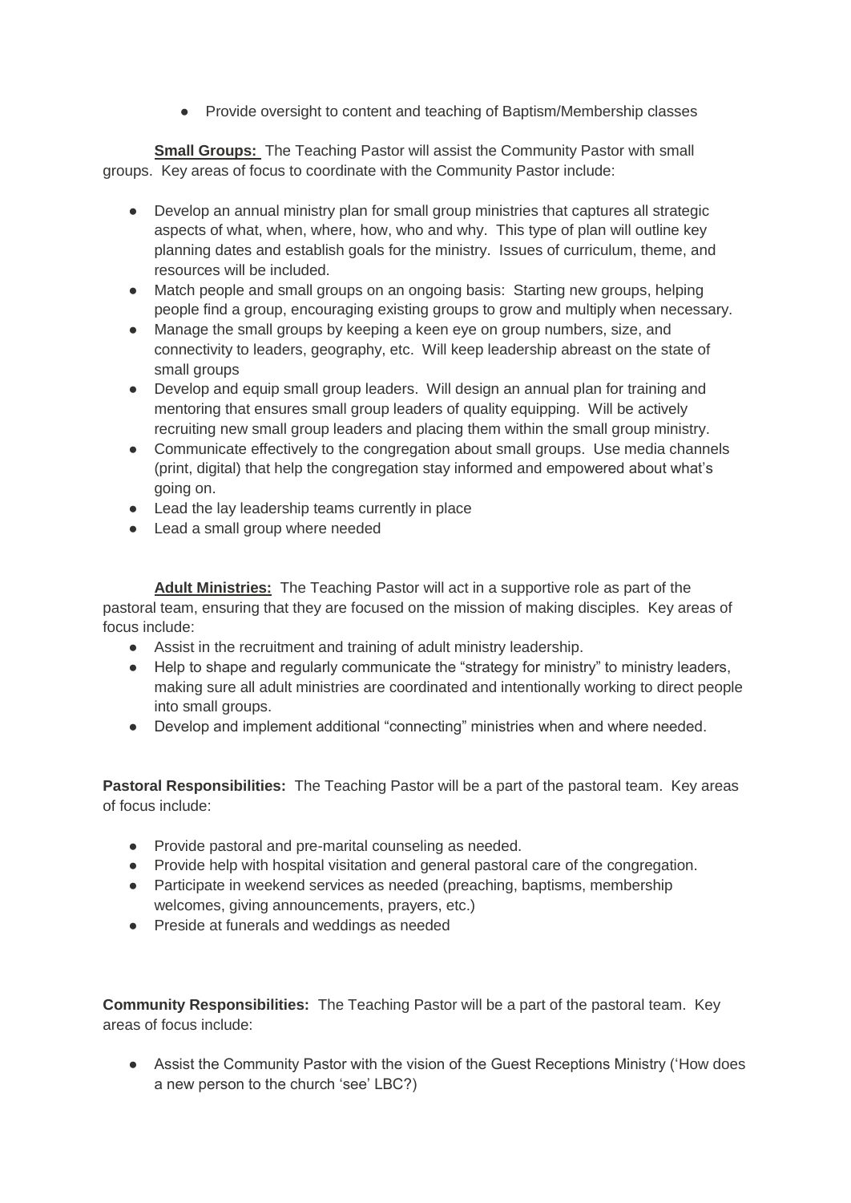- Provide oversight to content and teaching of Baptism/Membership classes

**Small Groups:** The Teaching Pastor will assist the Community Pastor with small groups. Key areas of focus to coordinate with the Community Pastor include:

- Develop an annual ministry plan for small group ministries that captures all strategic aspects of what, when, where, how, who and why. This type of plan will outline key planning dates and establish goals for the ministry. Issues of curriculum, theme, and resources will be included.
- Match people and small groups on an ongoing basis: Starting new groups, helping people find a group, encouraging existing groups to grow and multiply when necessary.
- Manage the small groups by keeping a keen eye on group numbers, size, and connectivity to leaders, geography, etc. Will keep leadership abreast on the state of small groups
- Develop and equip small group leaders. Will design an annual plan for training and mentoring that ensures small group leaders of quality equipping. Will be actively recruiting new small group leaders and placing them within the small group ministry.
- Communicate effectively to the congregation about small groups. Use media channels (print, digital) that help the congregation stay informed and empowered about what's going on.
- Lead the lay leadership teams currently in place
- Lead a small group where needed

**Adult Ministries:** The Teaching Pastor will act in a supportive role as part of the pastoral team, ensuring that they are focused on the mission of making disciples. Key areas of focus include:

- Assist in the recruitment and training of adult ministry leadership.
- Help to shape and regularly communicate the "strategy for ministry" to ministry leaders, making sure all adult ministries are coordinated and intentionally working to direct people into small groups.
- Develop and implement additional "connecting" ministries when and where needed.

**Pastoral Responsibilities:** The Teaching Pastor will be a part of the pastoral team. Key areas of focus include:

- Provide pastoral and pre-marital counseling as needed.
- Provide help with hospital visitation and general pastoral care of the congregation.
- Participate in weekend services as needed (preaching, baptisms, membership welcomes, giving announcements, prayers, etc.)
- Preside at funerals and weddings as needed

**Community Responsibilities:** The Teaching Pastor will be a part of the pastoral team. Key areas of focus include:

- Assist the Community Pastor with the vision of the Guest Receptions Ministry ('How does a new person to the church 'see' LBC?)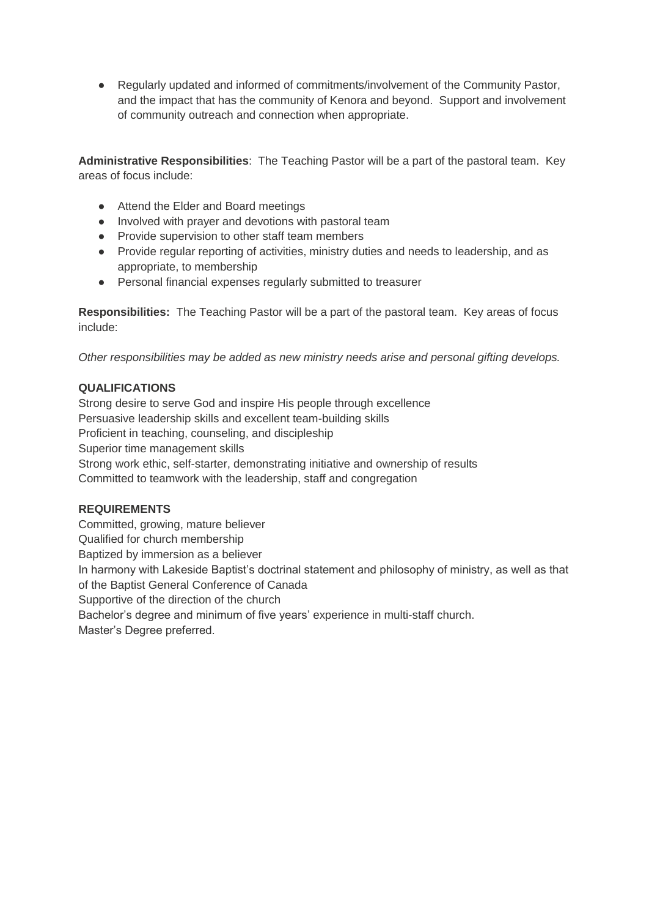- Regularly updated and informed of commitments/involvement of the Community Pastor, and the impact that has the community of Kenora and beyond. Support and involvement of community outreach and connection when appropriate.

**Administrative Responsibilities**: The Teaching Pastor will be a part of the pastoral team. Key areas of focus include:

- Attend the Elder and Board meetings
- Involved with prayer and devotions with pastoral team
- Provide supervision to other staff team members
- Provide regular reporting of activities, ministry duties and needs to leadership, and as appropriate, to membership
- Personal financial expenses regularly submitted to treasurer

**Responsibilities:** The Teaching Pastor will be a part of the pastoral team. Key areas of focus include:

*Other responsibilities may be added as new ministry needs arise and personal gifting develops.*

**QUALIFICATIONS**

Strong desire to serve God and inspire His people through excellence
Persuasive leadership skills and excellent team-building skills
Proficient in teaching, counseling, and discipleship
Superior time management skills
Strong work ethic, self-starter, demonstrating initiative and ownership of results
Committed to teamwork with the leadership, staff and congregation

**REQUIREMENTS**

Committed, growing, mature believer
Qualified for church membership
Baptized by immersion as a believer
In harmony with Lakeside Baptist's doctrinal statement and philosophy of ministry, as well as that of the Baptist General Conference of Canada
Supportive of the direction of the church
Bachelor's degree and minimum of five years' experience in multi-staff church.
Master's Degree preferred.